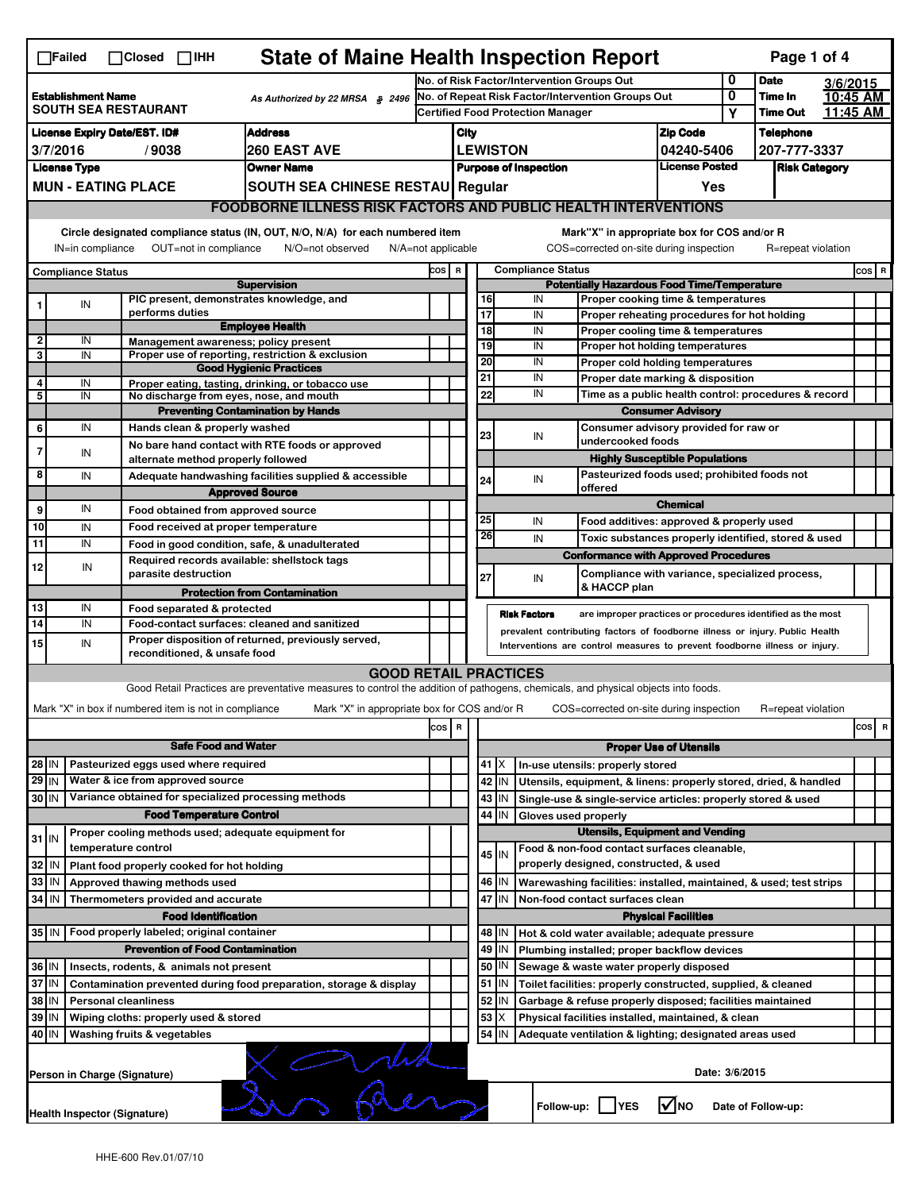☐Failed ☐Closed ☐IHH

# State of Maine Health Inspection Report

| Establishment Name | As Authorized by 22 MRSA § 2496 | No. of Risk Factor/Intervention Groups Out | 0 | Date | 3/6/2015 |
|---|---|---|---|---|---|
| SOUTH SEA RESTAURANT | | No. of Repeat Risk Factor/Intervention Groups Out | 0 | Time In | 10:45 AM |
| | | Certified Food Protection Manager | Y | Time Out | 11:45 AM |

| License Expiry Date/EST. ID# | Address | City | Zip Code | Telephone |
|---|---|---|---|---|
| 3/7/2016 / 9038 | 260 EAST AVE | LEWISTON | 04240-5406 | 207-777-3337 |

| License Type | Owner Name | Purpose of Inspection | License Posted | Risk Category |
|---|---|---|---|---|
| MUN - EATING PLACE | SOUTH SEA CHINESE RESTAU | Regular | Yes | |

## FOODBORNE ILLNESS RISK FACTORS AND PUBLIC HEALTH INTERVENTIONS

Circle designated compliance status (IN, OUT, N/O, N/A) for each numbered item. IN=in compliance OUT=not in compliance N/O=not observed N/A=not applicable

Mark "X" in appropriate box for COS and/or R. COS=corrected on-site during inspection R=repeat violation

| # | Compliance Status | Item | COS | R |
|---|---|---|---|---|
| | | **Supervision** | | |
| 1 | IN | PIC present, demonstrates knowledge, and performs duties | | |
| | | **Employee Health** | | |
| 2 | IN | Management awareness; policy present | | |
| 3 | IN | Proper use of reporting, restriction & exclusion | | |
| | | **Good Hygienic Practices** | | |
| 4 | IN | Proper eating, tasting, drinking, or tobacco use | | |
| 5 | IN | No discharge from eyes, nose, and mouth | | |
| | | **Preventing Contamination by Hands** | | |
| 6 | IN | Hands clean & properly washed | | |
| 7 | IN | No bare hand contact with RTE foods or approved alternate method properly followed | | |
| 8 | IN | Adequate handwashing facilities supplied & accessible | | |
| | | **Approved Source** | | |
| 9 | IN | Food obtained from approved source | | |
| 10 | IN | Food received at proper temperature | | |
| 11 | IN | Food in good condition, safe, & unadulterated | | |
| 12 | IN | Required records available: shellstock tags parasite destruction | | |
| | | **Protection from Contamination** | | |
| 13 | IN | Food separated & protected | | |
| 14 | IN | Food-contact surfaces: cleaned and sanitized | | |
| 15 | IN | Proper disposition of returned, previously served, reconditioned, & unsafe food | | |
| | | **Potentially Hazardous Food Time/Temperature** | | |
| 16 | IN | Proper cooking time & temperatures | | |
| 17 | IN | Proper reheating procedures for hot holding | | |
| 18 | IN | Proper cooling time & temperatures | | |
| 19 | IN | Proper hot holding temperatures | | |
| 20 | IN | Proper cold holding temperatures | | |
| 21 | IN | Proper date marking & disposition | | |
| 22 | IN | Time as a public health control: procedures & record | | |
| | | **Consumer Advisory** | | |
| 23 | IN | Consumer advisory provided for raw or undercooked foods | | |
| | | **Highly Susceptible Populations** | | |
| 24 | IN | Pasteurized foods used; prohibited foods not offered | | |
| | | **Chemical** | | |
| 25 | IN | Food additives: approved & properly used | | |
| 26 | IN | Toxic substances properly identified, stored & used | | |
| | | **Conformance with Approved Procedures** | | |
| 27 | IN | Compliance with variance, specialized process, & HACCP plan | | |

**Risk Factors** are improper practices or procedures identified as the most prevalent contributing factors of foodborne illness or injury. Public Health Interventions are control measures to prevent foodborne illness or injury.

## GOOD RETAIL PRACTICES

Good Retail Practices are preventative measures to control the addition of pathogens, chemicals, and physical objects into foods.

Mark "X" in box if numbered item is not in compliance. Mark "X" in appropriate box for COS and/or R. COS=corrected on-site during inspection R=repeat violation

| # | Status | Item | COS | R |
|---|---|---|---|---|
| | | **Safe Food and Water** | | |
| 28 | IN | Pasteurized eggs used where required | | |
| 29 | IN | Water & ice from approved source | | |
| 30 | IN | Variance obtained for specialized processing methods | | |
| | | **Food Temperature Control** | | |
| 31 | IN | Proper cooling methods used; adequate equipment for temperature control | | |
| 32 | IN | Plant food properly cooked for hot holding | | |
| 33 | IN | Approved thawing methods used | | |
| 34 | IN | Thermometers provided and accurate | | |
| | | **Food Identification** | | |
| 35 | IN | Food properly labeled; original container | | |
| | | **Prevention of Food Contamination** | | |
| 36 | IN | Insects, rodents, & animals not present | | |
| 37 | IN | Contamination prevented during food preparation, storage & display | | |
| 38 | IN | Personal cleanliness | | |
| 39 | IN | Wiping cloths: properly used & stored | | |
| 40 | IN | Washing fruits & vegetables | | |
| | | **Proper Use of Utensils** | | |
| 41 | X | In-use utensils: properly stored | | |
| 42 | IN | Utensils, equipment, & linens: properly stored, dried, & handled | | |
| 43 | IN | Single-use & single-service articles: properly stored & used | | |
| 44 | IN | Gloves used properly | | |
| | | **Utensils, Equipment and Vending** | | |
| 45 | IN | Food & non-food contact surfaces cleanable, properly designed, constructed, & used | | |
| 46 | IN | Warewashing facilities: installed, maintained, & used; test strips | | |
| 47 | IN | Non-food contact surfaces clean | | |
| | | **Physical Facilities** | | |
| 48 | IN | Hot & cold water available; adequate pressure | | |
| 49 | IN | Plumbing installed; proper backflow devices | | |
| 50 | IN | Sewage & waste water properly disposed | | |
| 51 | IN | Toilet facilities: properly constructed, supplied, & cleaned | | |
| 52 | IN | Garbage & refuse properly disposed; facilities maintained | | |
| 53 | X | Physical facilities installed, maintained, & clean | | |
| 54 | IN | Adequate ventilation & lighting; designated areas used | | |

Person in Charge (Signature): [signature]

Date: 3/6/2015

Health Inspector (Signature): [signature]

Follow-up: ☐ YES ☑ NO Date of Follow-up:

HHE-600 Rev.01/07/10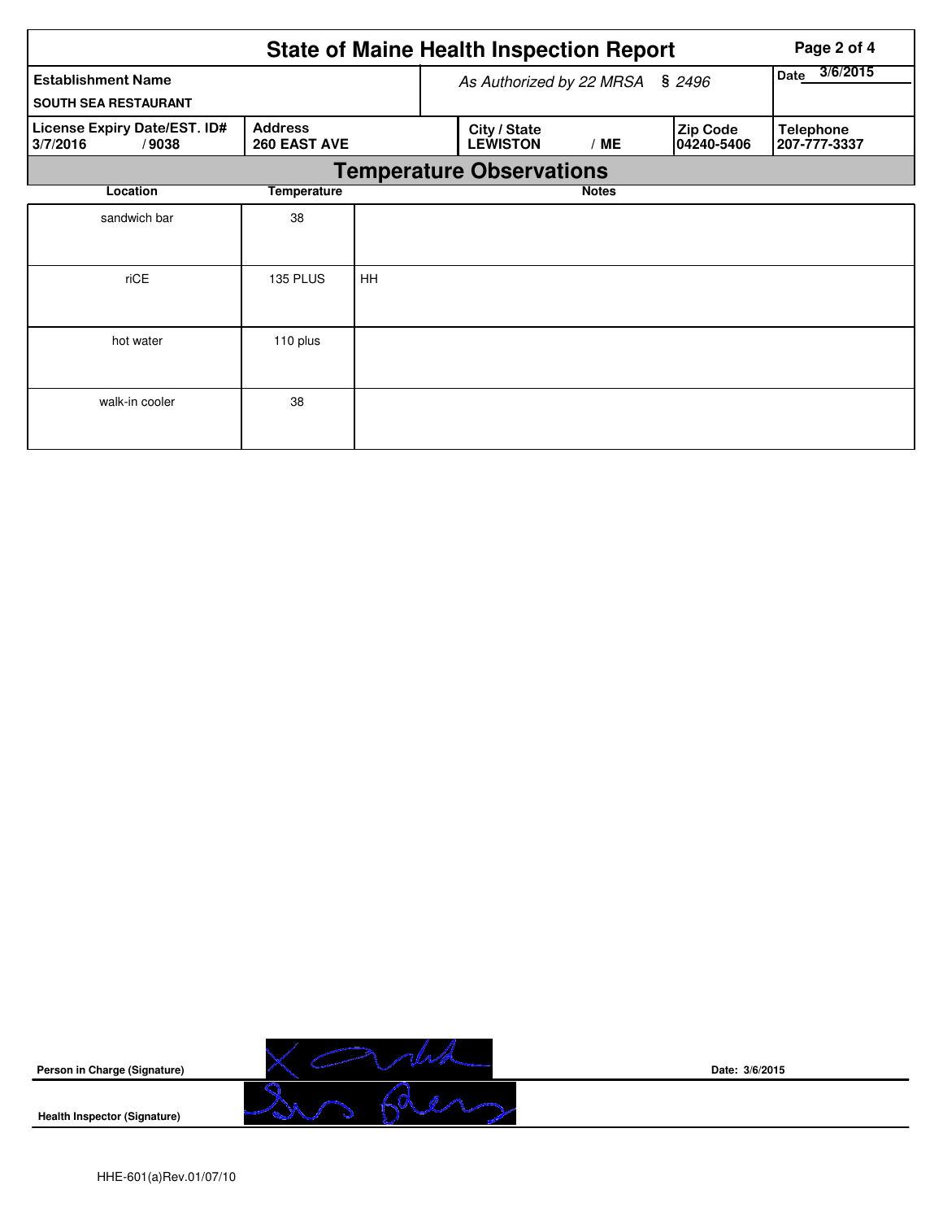# State of Maine Health Inspection Report

| Establishment Name | As Authorized by 22 MRSA § 2496 | Date 3/6/2015 |
| --- | --- | --- |
| SOUTH SEA RESTAURANT | | |

| License Expiry Date/EST. ID# | Address | City / State | Zip Code | Telephone |
| --- | --- | --- | --- | --- |
| 3/7/2016 / 9038 | 260 EAST AVE | LEWISTON / ME | 04240-5406 | 207-777-3337 |

## Temperature Observations

| Location | Temperature | Notes |
| --- | --- | --- |
| sandwich bar | 38 | |
| riCE | 135 PLUS | HH |
| hot water | 110 plus | |
| walk-in cooler | 38 | |

**Person in Charge (Signature)** | **Date: 3/6/2015**

**Health Inspector (Signature)**

HHE-601(a)Rev.01/07/10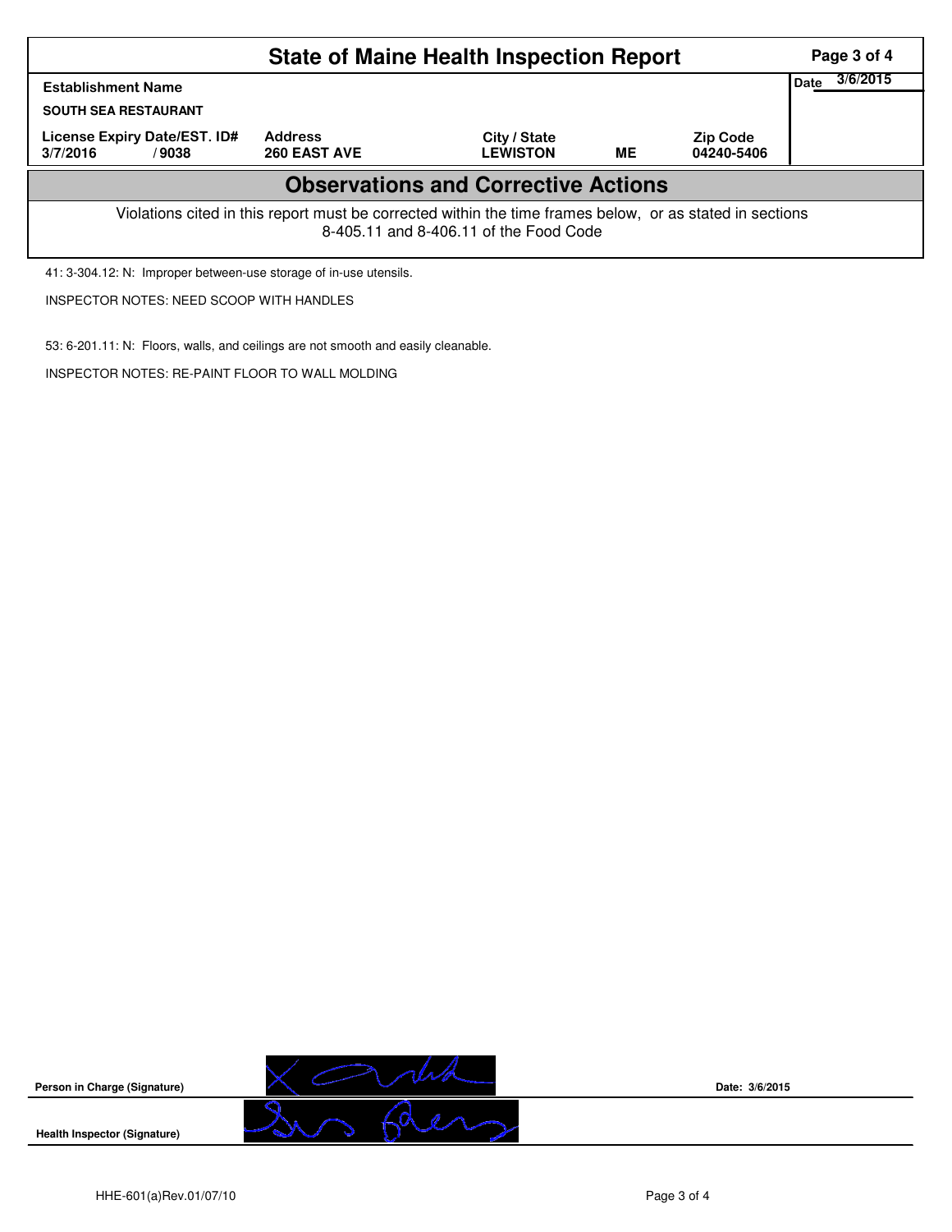# State of Maine Health Inspection Report

| Establishment Name | | | | | Date 3/6/2015 |
|---|---|---|---|---|---|
| SOUTH SEA RESTAURANT | | | | | |
| License Expiry Date/EST. ID# | Address | City / State | | Zip Code | |
| 3/7/2016 / 9038 | 260 EAST AVE | LEWISTON | ME | 04240-5406 | |

## Observations and Corrective Actions

Violations cited in this report must be corrected within the time frames below, or as stated in sections 8-405.11 and 8-406.11 of the Food Code

41: 3-304.12: N: Improper between-use storage of in-use utensils.

INSPECTOR NOTES: NEED SCOOP WITH HANDLES

53: 6-201.11: N: Floors, walls, and ceilings are not smooth and easily cleanable.

INSPECTOR NOTES: RE-PAINT FLOOR TO WALL MOLDING

**Person in Charge (Signature)** Date: 3/6/2015

**Health Inspector (Signature)**

HHE-601(a)Rev.01/07/10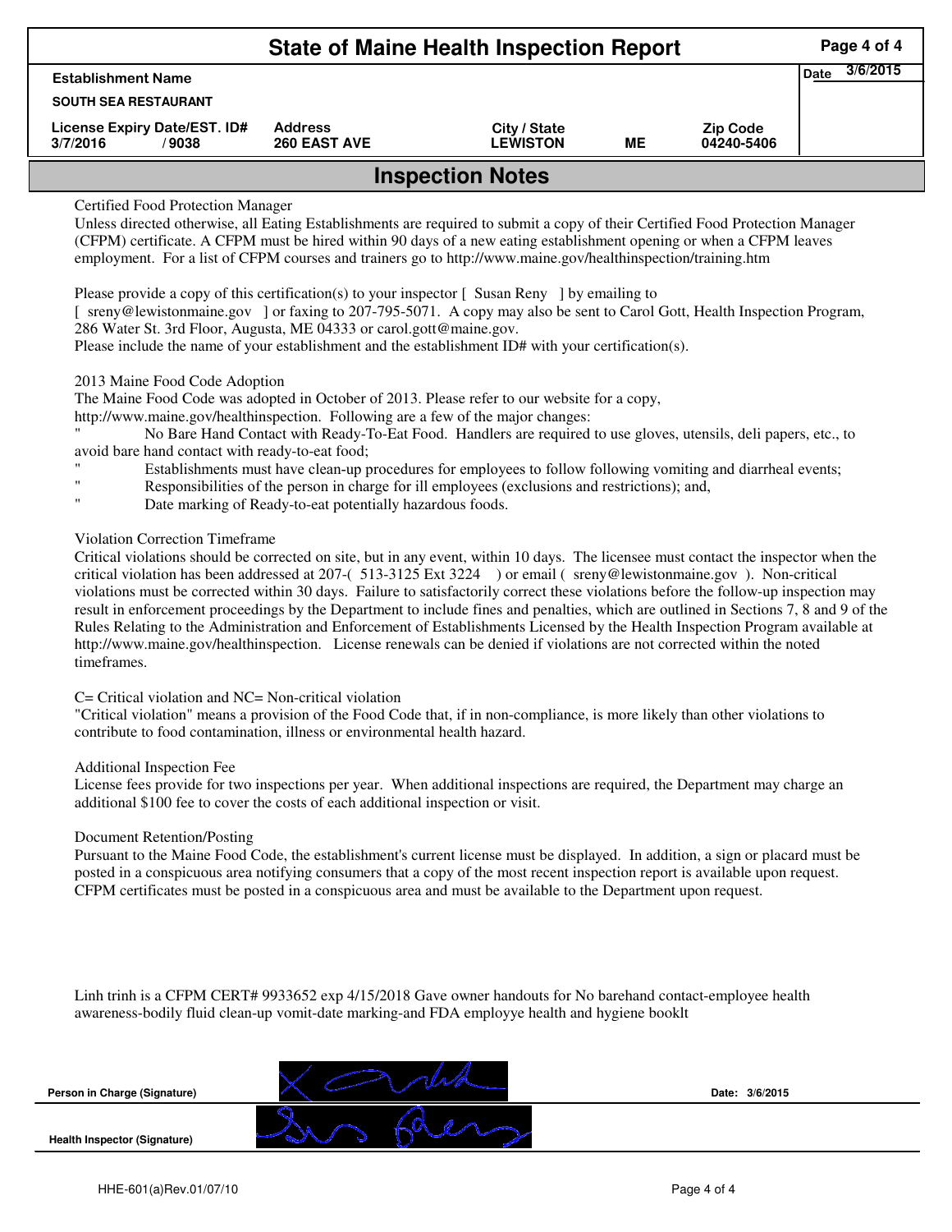# State of Maine Health Inspection Report

| Establishment Name | | | | | Date 3/6/2015 |
|---|---|---|---|---|---|
| SOUTH SEA RESTAURANT | | | | | |
| License Expiry Date/EST. ID# | Address | City / State | | Zip Code | |
| 3/7/2016 / 9038 | 260 EAST AVE | LEWISTON | ME | 04240-5406 | |

## Inspection Notes

Certified Food Protection Manager

Unless directed otherwise, all Eating Establishments are required to submit a copy of their Certified Food Protection Manager (CFPM) certificate. A CFPM must be hired within 90 days of a new eating establishment opening or when a CFPM leaves employment. For a list of CFPM courses and trainers go to http://www.maine.gov/healthinspection/training.htm

Please provide a copy of this certification(s) to your inspector [ Susan Reny ] by emailing to [ sreny@lewistonmaine.gov ] or faxing to 207-795-5071. A copy may also be sent to Carol Gott, Health Inspection Program, 286 Water St. 3rd Floor, Augusta, ME 04333 or carol.gott@maine.gov.

Please include the name of your establishment and the establishment ID# with your certification(s).

2013 Maine Food Code Adoption

The Maine Food Code was adopted in October of 2013. Please refer to our website for a copy, http://www.maine.gov/healthinspection. Following are a few of the major changes:

" No Bare Hand Contact with Ready-To-Eat Food. Handlers are required to use gloves, utensils, deli papers, etc., to avoid bare hand contact with ready-to-eat food;

" Establishments must have clean-up procedures for employees to follow following vomiting and diarrheal events;

" Responsibilities of the person in charge for ill employees (exclusions and restrictions); and,

" Date marking of Ready-to-eat potentially hazardous foods.

Violation Correction Timeframe

Critical violations should be corrected on site, but in any event, within 10 days. The licensee must contact the inspector when the critical violation has been addressed at 207-( 513-3125 Ext 3224 ) or email ( sreny@lewistonmaine.gov ). Non-critical violations must be corrected within 30 days. Failure to satisfactorily correct these violations before the follow-up inspection may result in enforcement proceedings by the Department to include fines and penalties, which are outlined in Sections 7, 8 and 9 of the Rules Relating to the Administration and Enforcement of Establishments Licensed by the Health Inspection Program available at http://www.maine.gov/healthinspection. License renewals can be denied if violations are not corrected within the noted timeframes.

C= Critical violation and NC= Non-critical violation

"Critical violation" means a provision of the Food Code that, if in non-compliance, is more likely than other violations to contribute to food contamination, illness or environmental health hazard.

Additional Inspection Fee

License fees provide for two inspections per year. When additional inspections are required, the Department may charge an additional $100 fee to cover the costs of each additional inspection or visit.

Document Retention/Posting

Pursuant to the Maine Food Code, the establishment's current license must be displayed. In addition, a sign or placard must be posted in a conspicuous area notifying consumers that a copy of the most recent inspection report is available upon request. CFPM certificates must be posted in a conspicuous area and must be available to the Department upon request.

Linh trinh is a CFPM CERT# 9933652 exp 4/15/2018 Gave owner handouts for No barehand contact-employee health awareness-bodily fluid clean-up vomit-date marking-and FDA employye health and hygiene booklt

Person in Charge (Signature) Date: 3/6/2015

Health Inspector (Signature)

HHE-601(a)Rev.01/07/10